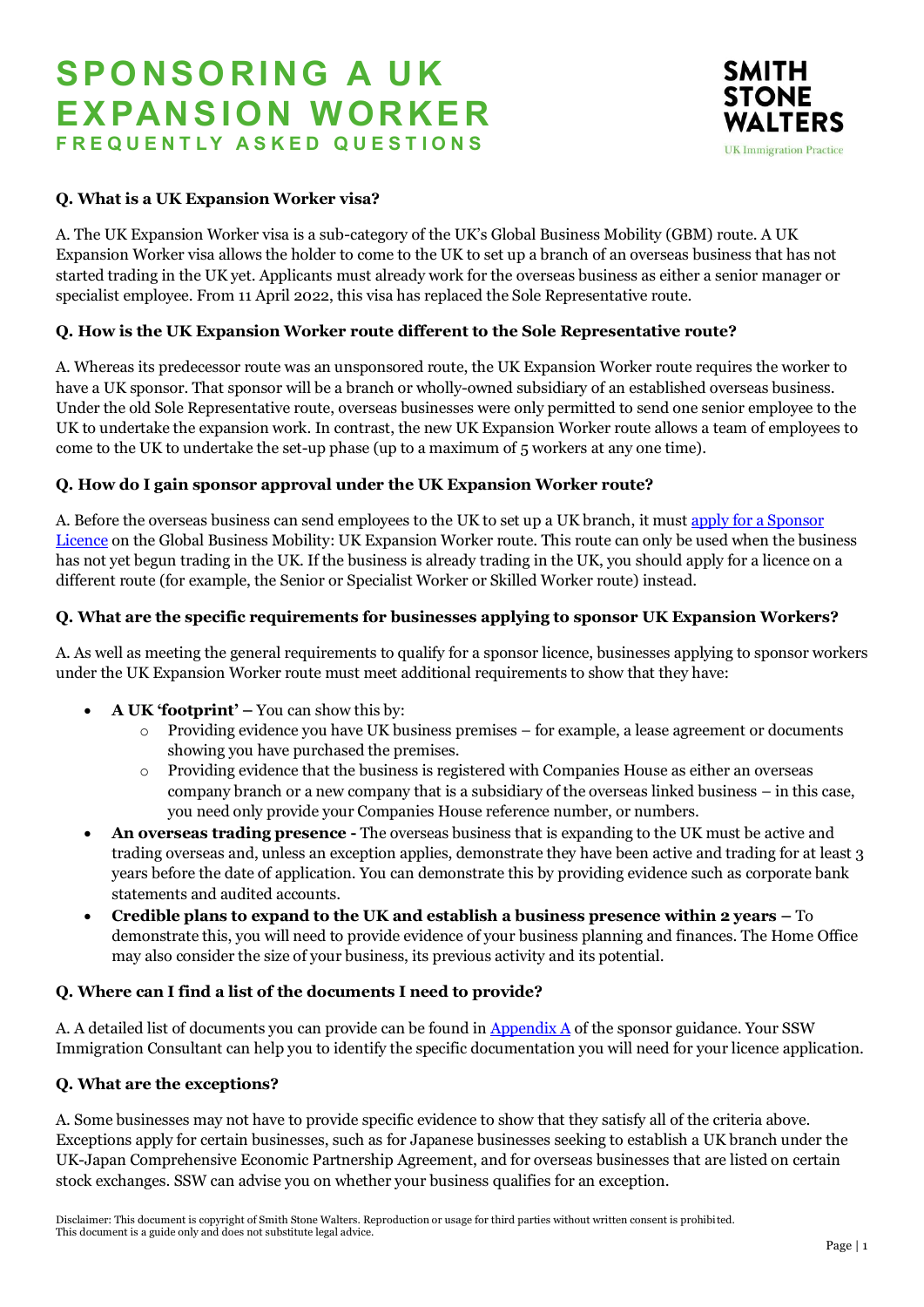# SPONSORING A UK EXPANSION WORKER

## FREQUENTLY ASKED QUESTIONS

SMITH STONE WALTERS
UK Immigration Practice

**Q. What is a UK Expansion Worker visa?**

A. The UK Expansion Worker visa is a sub-category of the UK's Global Business Mobility (GBM) route. A UK Expansion Worker visa allows the holder to come to the UK to set up a branch of an overseas business that has not started trading in the UK yet. Applicants must already work for the overseas business as either a senior manager or specialist employee. From 11 April 2022, this visa has replaced the Sole Representative route.

**Q. How is the UK Expansion Worker route different to the Sole Representative route?**

A. Whereas its predecessor route was an unsponsored route, the UK Expansion Worker route requires the worker to have a UK sponsor. That sponsor will be a branch or wholly-owned subsidiary of an established overseas business. Under the old Sole Representative route, overseas businesses were only permitted to send one senior employee to the UK to undertake the expansion work. In contrast, the new UK Expansion Worker route allows a team of employees to come to the UK to undertake the set-up phase (up to a maximum of 5 workers at any one time).

**Q. How do I gain sponsor approval under the UK Expansion Worker route?**

A. Before the overseas business can send employees to the UK to set up a UK branch, it must [apply for a Sponsor Licence]() on the Global Business Mobility: UK Expansion Worker route. This route can only be used when the business has not yet begun trading in the UK. If the business is already trading in the UK, you should apply for a licence on a different route (for example, the Senior or Specialist Worker or Skilled Worker route) instead.

**Q. What are the specific requirements for businesses applying to sponsor UK Expansion Workers?**

A. As well as meeting the general requirements to qualify for a sponsor licence, businesses applying to sponsor workers under the UK Expansion Worker route must meet additional requirements to show that they have:

- **A UK 'footprint' –** You can show this by:
  - Providing evidence you have UK business premises – for example, a lease agreement or documents showing you have purchased the premises.
  - Providing evidence that the business is registered with Companies House as either an overseas company branch or a new company that is a subsidiary of the overseas linked business – in this case, you need only provide your Companies House reference number, or numbers.
- **An overseas trading presence -** The overseas business that is expanding to the UK must be active and trading overseas and, unless an exception applies, demonstrate they have been active and trading for at least 3 years before the date of application. You can demonstrate this by providing evidence such as corporate bank statements and audited accounts.
- **Credible plans to expand to the UK and establish a business presence within 2 years –** To demonstrate this, you will need to provide evidence of your business planning and finances. The Home Office may also consider the size of your business, its previous activity and its potential.

**Q. Where can I find a list of the documents I need to provide?**

A. A detailed list of documents you can provide can be found in [Appendix A]() of the sponsor guidance. Your SSW Immigration Consultant can help you to identify the specific documentation you will need for your licence application.

**Q. What are the exceptions?**

A. Some businesses may not have to provide specific evidence to show that they satisfy all of the criteria above. Exceptions apply for certain businesses, such as for Japanese businesses seeking to establish a UK branch under the UK-Japan Comprehensive Economic Partnership Agreement, and for overseas businesses that are listed on certain stock exchanges. SSW can advise you on whether your business qualifies for an exception.

Disclaimer: This document is copyright of Smith Stone Walters. Reproduction or usage for third parties without written consent is prohibited.
This document is a guide only and does not substitute legal advice.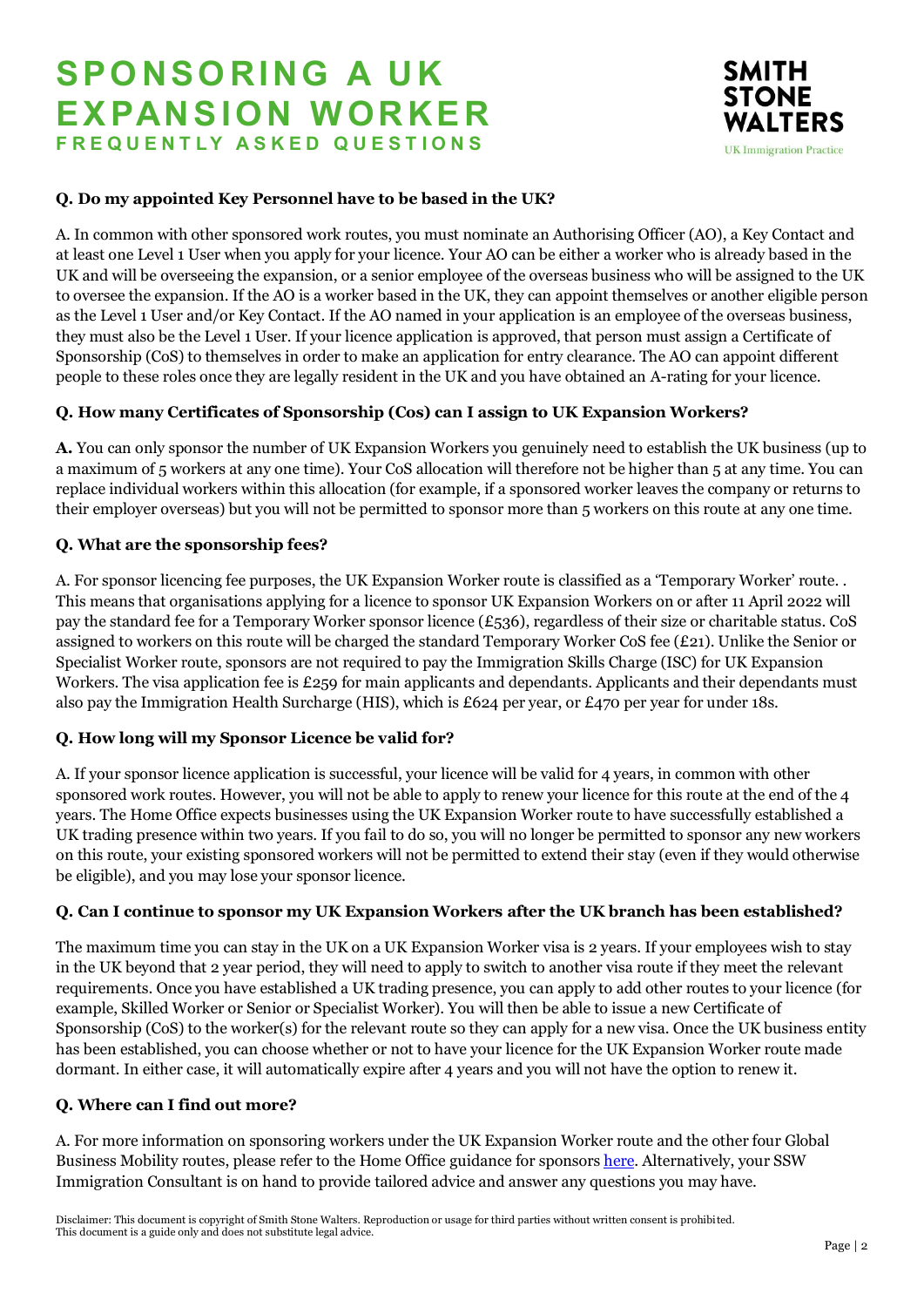# SPONSORING A UK EXPANSION WORKER

### FREQUENTLY ASKED QUESTIONS

SMITH STONE WALTERS

UK Immigration Practice

**Q. Do my appointed Key Personnel have to be based in the UK?**

A. In common with other sponsored work routes, you must nominate an Authorising Officer (AO), a Key Contact and at least one Level 1 User when you apply for your licence. Your AO can be either a worker who is already based in the UK and will be overseeing the expansion, or a senior employee of the overseas business who will be assigned to the UK to oversee the expansion. If the AO is a worker based in the UK, they can appoint themselves or another eligible person as the Level 1 User and/or Key Contact. If the AO named in your application is an employee of the overseas business, they must also be the Level 1 User. If your licence application is approved, that person must assign a Certificate of Sponsorship (CoS) to themselves in order to make an application for entry clearance. The AO can appoint different people to these roles once they are legally resident in the UK and you have obtained an A-rating for your licence.

**Q. How many Certificates of Sponsorship (Cos) can I assign to UK Expansion Workers?**

**A.** You can only sponsor the number of UK Expansion Workers you genuinely need to establish the UK business (up to a maximum of 5 workers at any one time). Your CoS allocation will therefore not be higher than 5 at any time. You can replace individual workers within this allocation (for example, if a sponsored worker leaves the company or returns to their employer overseas) but you will not be permitted to sponsor more than 5 workers on this route at any one time.

**Q. What are the sponsorship fees?**

A. For sponsor licencing fee purposes, the UK Expansion Worker route is classified as a 'Temporary Worker' route. . This means that organisations applying for a licence to sponsor UK Expansion Workers on or after 11 April 2022 will pay the standard fee for a Temporary Worker sponsor licence (£536), regardless of their size or charitable status. CoS assigned to workers on this route will be charged the standard Temporary Worker CoS fee (£21). Unlike the Senior or Specialist Worker route, sponsors are not required to pay the Immigration Skills Charge (ISC) for UK Expansion Workers. The visa application fee is £259 for main applicants and dependants. Applicants and their dependants must also pay the Immigration Health Surcharge (HIS), which is £624 per year, or £470 per year for under 18s.

**Q. How long will my Sponsor Licence be valid for?**

A. If your sponsor licence application is successful, your licence will be valid for 4 years, in common with other sponsored work routes. However, you will not be able to apply to renew your licence for this route at the end of the 4 years. The Home Office expects businesses using the UK Expansion Worker route to have successfully established a UK trading presence within two years. If you fail to do so, you will no longer be permitted to sponsor any new workers on this route, your existing sponsored workers will not be permitted to extend their stay (even if they would otherwise be eligible), and you may lose your sponsor licence.

**Q. Can I continue to sponsor my UK Expansion Workers after the UK branch has been established?**

The maximum time you can stay in the UK on a UK Expansion Worker visa is 2 years. If your employees wish to stay in the UK beyond that 2 year period, they will need to apply to switch to another visa route if they meet the relevant requirements. Once you have established a UK trading presence, you can apply to add other routes to your licence (for example, Skilled Worker or Senior or Specialist Worker). You will then be able to issue a new Certificate of Sponsorship (CoS) to the worker(s) for the relevant route so they can apply for a new visa. Once the UK business entity has been established, you can choose whether or not to have your licence for the UK Expansion Worker route made dormant. In either case, it will automatically expire after 4 years and you will not have the option to renew it.

**Q. Where can I find out more?**

A. For more information on sponsoring workers under the UK Expansion Worker route and the other four Global Business Mobility routes, please refer to the Home Office guidance for sponsors here. Alternatively, your SSW Immigration Consultant is on hand to provide tailored advice and answer any questions you may have.

Disclaimer: This document is copyright of Smith Stone Walters. Reproduction or usage for third parties without written consent is prohibited.
This document is a guide only and does not substitute legal advice.